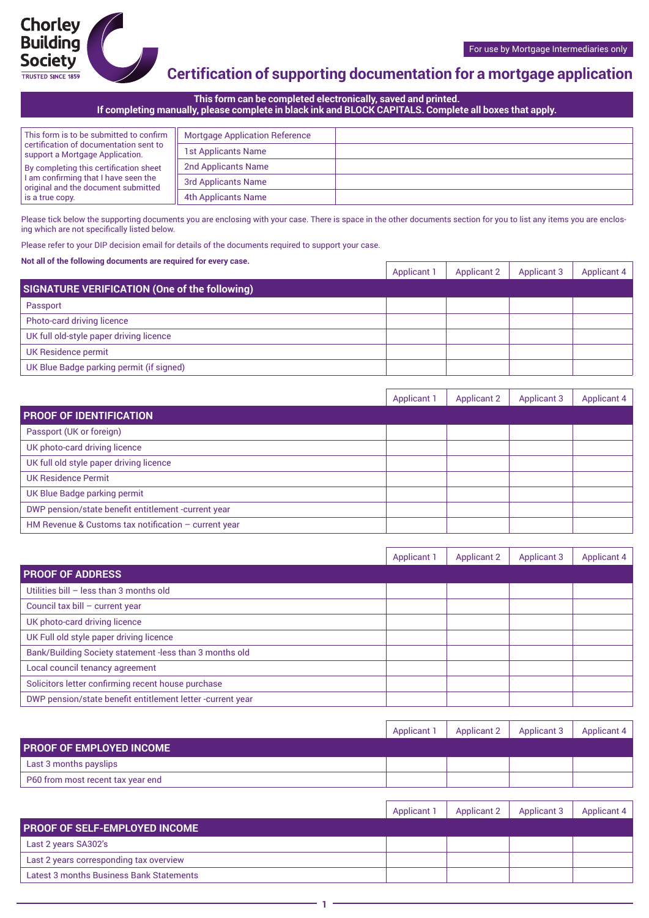Chorley Building Society
TRUSTED SINCE 1859

For use by Mortgage Intermediaries only

# Certification of supporting documentation for a mortgage application

**This form can be completed electronically, saved and printed.**
**If completing manually, please complete in black ink and BLOCK CAPITALS. Complete all boxes that apply.**

This form is to be submitted to confirm certification of documentation sent to support a Mortgage Application.

By completing this certification sheet I am confirming that I have seen the original and the document submitted is a true copy.

| | |
|---|---|
| Mortgage Application Reference | |
| 1st Applicants Name | |
| 2nd Applicants Name | |
| 3rd Applicants Name | |
| 4th Applicants Name | |

Please tick below the supporting documents you are enclosing with your case. There is space in the other documents section for you to list any items you are enclosing which are not specifically listed below.

Please refer to your DIP decision email for details of the documents required to support your case.

**Not all of the following documents are required for every case.**

| SIGNATURE VERIFICATION (One of the following) | Applicant 1 | Applicant 2 | Applicant 3 | Applicant 4 |
|---|---|---|---|---|
| Passport | | | | |
| Photo-card driving licence | | | | |
| UK full old-style paper driving licence | | | | |
| UK Residence permit | | | | |
| UK Blue Badge parking permit (if signed) | | | | |

| PROOF OF IDENTIFICATION | Applicant 1 | Applicant 2 | Applicant 3 | Applicant 4 |
|---|---|---|---|---|
| Passport (UK or foreign) | | | | |
| UK photo-card driving licence | | | | |
| UK full old style paper driving licence | | | | |
| UK Residence Permit | | | | |
| UK Blue Badge parking permit | | | | |
| DWP pension/state benefit entitlement -current year | | | | |
| HM Revenue & Customs tax notification – current year | | | | |

| PROOF OF ADDRESS | Applicant 1 | Applicant 2 | Applicant 3 | Applicant 4 |
|---|---|---|---|---|
| Utilities bill – less than 3 months old | | | | |
| Council tax bill – current year | | | | |
| UK photo-card driving licence | | | | |
| UK Full old style paper driving licence | | | | |
| Bank/Building Society statement -less than 3 months old | | | | |
| Local council tenancy agreement | | | | |
| Solicitors letter confirming recent house purchase | | | | |
| DWP pension/state benefit entitlement letter -current year | | | | |

| PROOF OF EMPLOYED INCOME | Applicant 1 | Applicant 2 | Applicant 3 | Applicant 4 |
|---|---|---|---|---|
| Last 3 months payslips | | | | |
| P60 from most recent tax year end | | | | |

| PROOF OF SELF-EMPLOYED INCOME | Applicant 1 | Applicant 2 | Applicant 3 | Applicant 4 |
|---|---|---|---|---|
| Last 2 years SA302's | | | | |
| Last 2 years corresponding tax overview | | | | |
| Latest 3 months Business Bank Statements | | | | |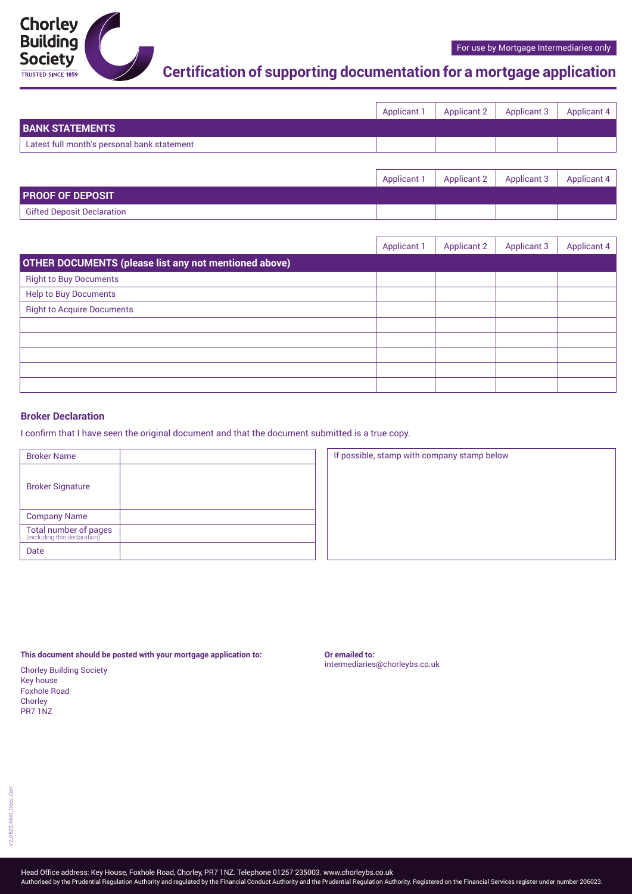Chorley Building Society
TRUSTED SINCE 1859

For use by Mortgage Intermediaries only

# Certification of supporting documentation for a mortgage application

| | Applicant 1 | Applicant 2 | Applicant 3 | Applicant 4 |
|---|---|---|---|---|
| **BANK STATEMENTS** | | | | |
| Latest full month's personal bank statement | | | | |

| | Applicant 1 | Applicant 2 | Applicant 3 | Applicant 4 |
|---|---|---|---|---|
| **PROOF OF DEPOSIT** | | | | |
| Gifted Deposit Declaration | | | | |

| | Applicant 1 | Applicant 2 | Applicant 3 | Applicant 4 |
|---|---|---|---|---|
| **OTHER DOCUMENTS (please list any not mentioned above)** | | | | |
| Right to Buy Documents | | | | |
| Help to Buy Documents | | | | |
| Right to Acquire Documents | | | | |
| | | | | |
| | | | | |
| | | | | |
| | | | | |
| | | | | |

### Broker Declaration

I confirm that I have seen the original document and that the document submitted is a true copy.

| | |
|---|---|
| Broker Name | |
| Broker Signature | |
| Company Name | |
| Total number of pages (excluding this declaration) | |
| Date | |

If possible, stamp with company stamp below

**This document should be posted with your mortgage application to:**

Chorley Building Society
Key house
Foxhole Road
Chorley
PR7 1NZ

**Or emailed to:**
intermediaries@chorleybs.co.uk

v2_0522_Mort_Docs_Cert

Head Office address: Key House, Foxhole Road, Chorley, PR7 1NZ. Telephone 01257 235003. www.chorleybs.co.uk
Authorised by the Prudential Regulation Authority and regulated by the Financial Conduct Authority and the Prudential Regulation Authority. Registered on the Financial Services register under number 206023.